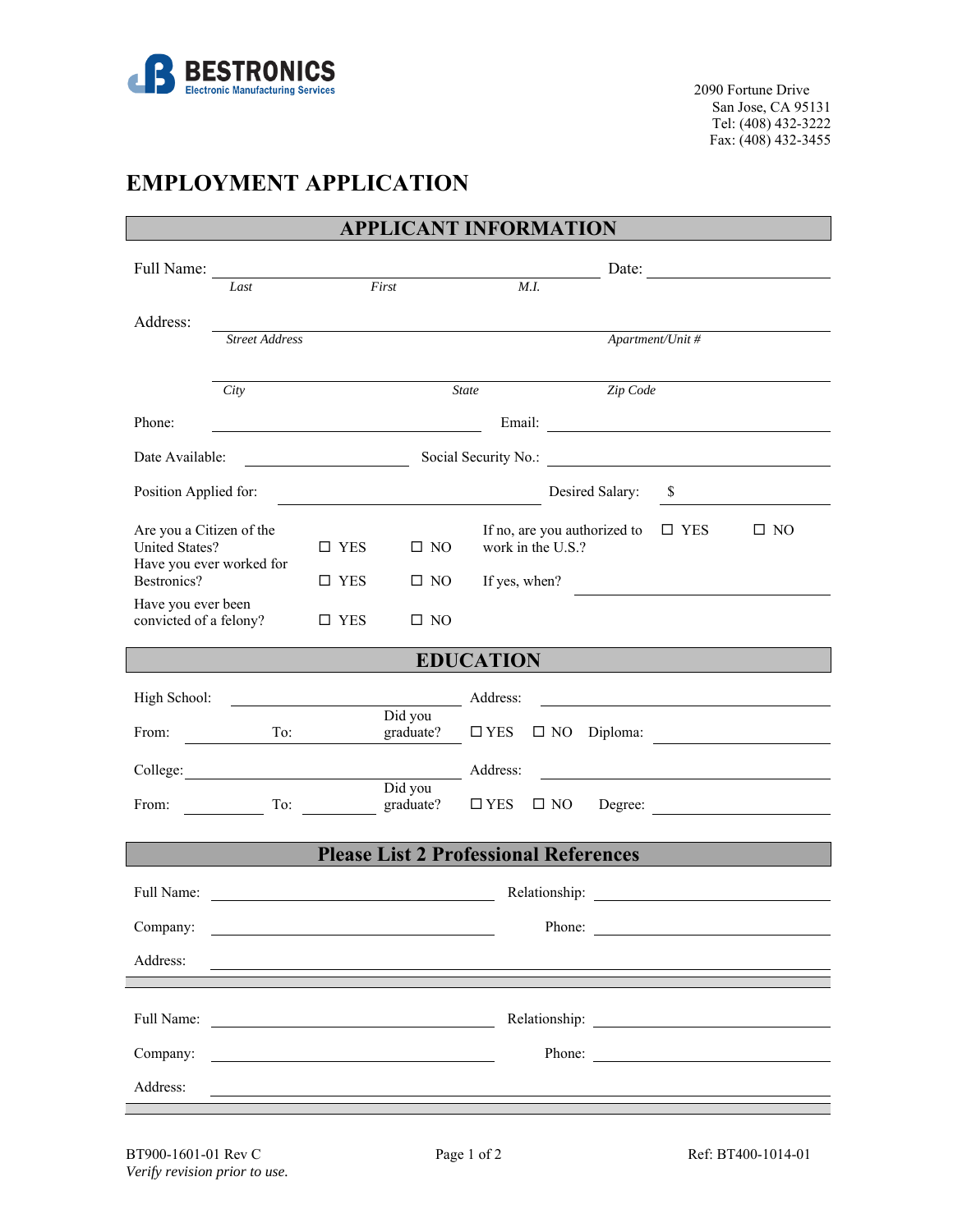**BESTRONICS**
Electronic Manufacturing Services

2090 Fortune Drive
San Jose, CA 95131
Tel: (408) 432-3222
Fax: (408) 432-3455

# EMPLOYMENT APPLICATION

## APPLICANT INFORMATION

Full Name: ______________________________ Date: ______________
*Last* *First* *M.I.*

Address: ________________________________________________
*Street Address* *Apartment/Unit #*

________________________________________________
*City* *State* *Zip Code*

Phone: ______________________ Email: ______________________

Date Available: ______________ Social Security No.: ______________________

Position Applied for: ______________________ Desired Salary: $ ______________

Are you a Citizen of the United States? ☐ YES ☐ NO If no, are you authorized to work in the U.S.? ☐ YES ☐ NO

Have you ever worked for Bestronics? ☐ YES ☐ NO If yes, when? ______________

Have you ever been convicted of a felony? ☐ YES ☐ NO

## EDUCATION

High School: ______________________ Address: ______________________

From: ______ To: ______ Did you graduate? ☐ YES ☐ NO Diploma: ______________

College: ______________________ Address: ______________________

From: ______ To: ______ Did you graduate? ☐ YES ☐ NO Degree: ______________

## Please List 2 Professional References

Full Name: ______________________ Relationship: ______________

Company: ______________________ Phone: ______________

Address: ________________________________________________

Full Name: ______________________ Relationship: ______________

Company: ______________________ Phone: ______________

Address: ________________________________________________

BT900-1601-01 Rev C
*Verify revision prior to use.*

Ref: BT400-1014-01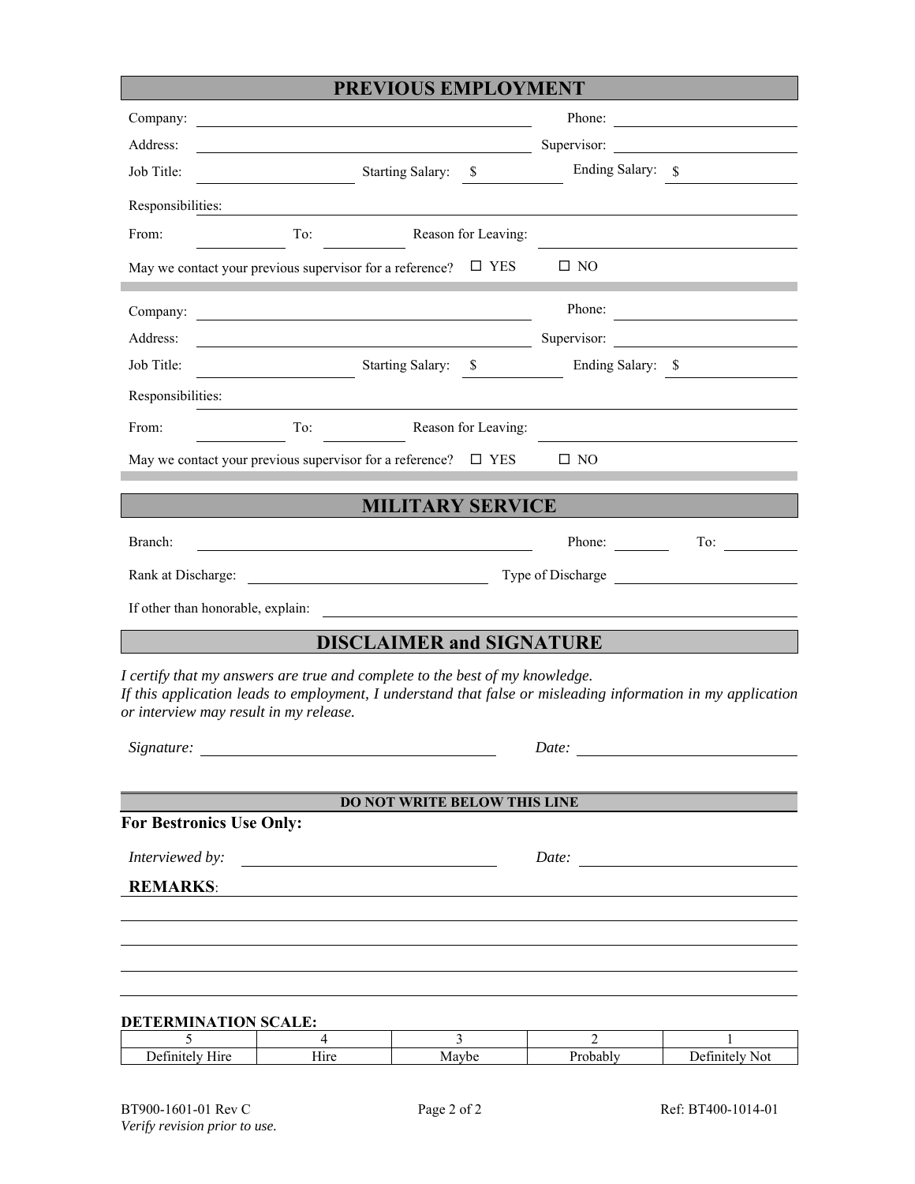## PREVIOUS EMPLOYMENT

Company: ______________________ Phone: ______________

Address: ______________________ Supervisor: ______________

Job Title: ______________ Starting Salary: $ ________ Ending Salary: $ ________

Responsibilities: ______________________________________________

From: ________ To: ________ Reason for Leaving: ______________________

May we contact your previous supervisor for a reference? ☐ YES ☐ NO

Company: ______________________ Phone: ______________

Address: ______________________ Supervisor: ______________

Job Title: ______________ Starting Salary: $ ________ Ending Salary: $ ________

Responsibilities: ______________________________________________

From: ________ To: ________ Reason for Leaving: ______________________

May we contact your previous supervisor for a reference? ☐ YES ☐ NO

## MILITARY SERVICE

Branch: ______________________ Phone: ________ To: ________

Rank at Discharge: ______________________ Type of Discharge ______________________

If other than honorable, explain: ______________________________________________

## DISCLAIMER and SIGNATURE

*I certify that my answers are true and complete to the best of my knowledge.*
*If this application leads to employment, I understand that false or misleading information in my application or interview may result in my release.*

*Signature:* ______________________ *Date:* ______________________

**DO NOT WRITE BELOW THIS LINE**

**For Bestronics Use Only:**

*Interviewed by:* ______________________ *Date:* ______________________

**REMARKS**: ______________________________________________

**DETERMINATION SCALE:**

| 5 | 4 | 3 | 2 | 1 |
|---|---|---|---|---|
| Definitely Hire | Hire | Maybe | Probably | Definitely Not |

BT900-1601-01 Rev C
*Verify revision prior to use.*

Ref: BT400-1014-01